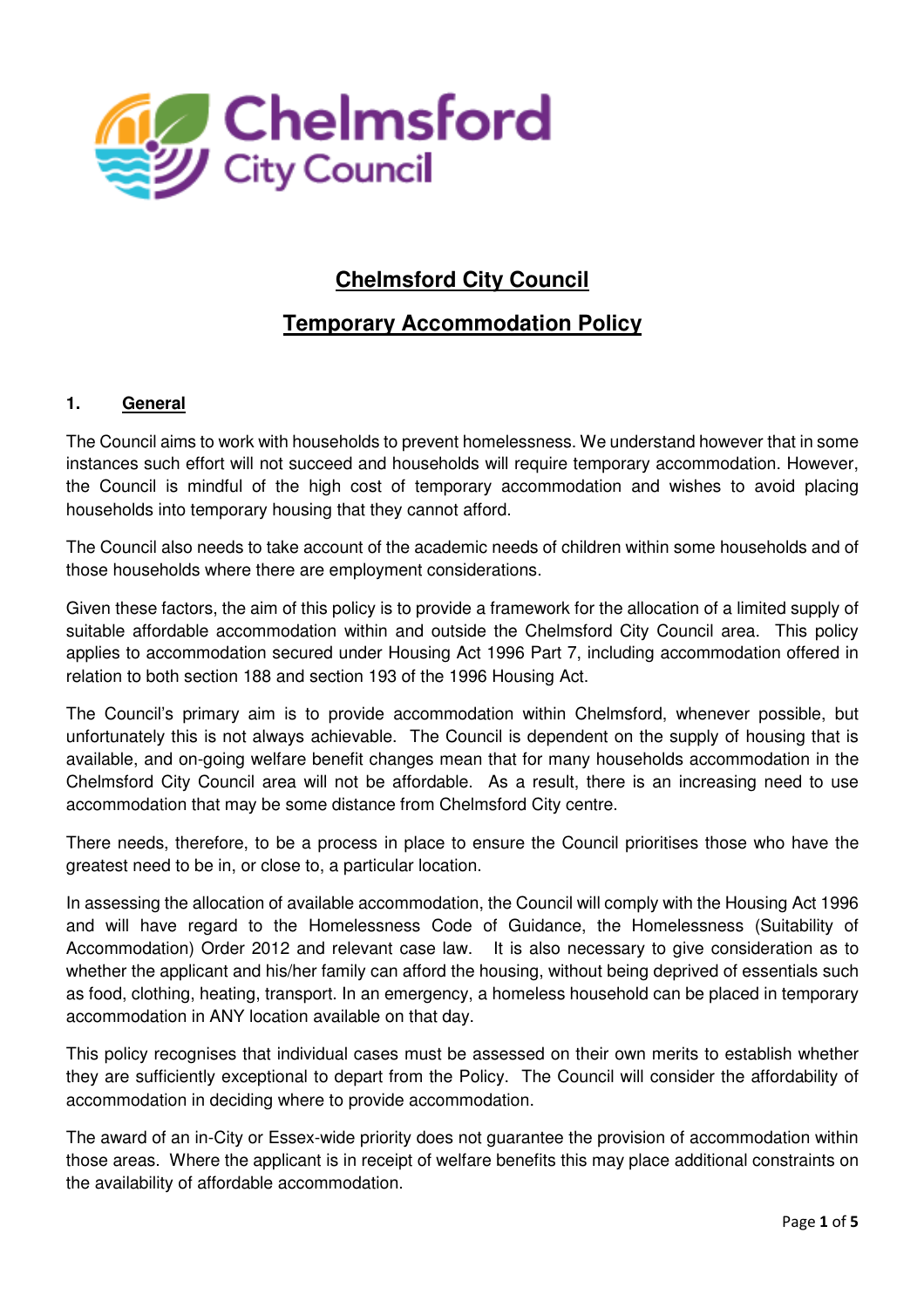# Chelmsford City Council

## Temporary Accommodation Policy

### 1. General

The Council aims to work with households to prevent homelessness. We understand however that in some instances such effort will not succeed and households will require temporary accommodation. However, the Council is mindful of the high cost of temporary accommodation and wishes to avoid placing households into temporary housing that they cannot afford.

The Council also needs to take account of the academic needs of children within some households and of those households where there are employment considerations.

Given these factors, the aim of this policy is to provide a framework for the allocation of a limited supply of suitable affordable accommodation within and outside the Chelmsford City Council area. This policy applies to accommodation secured under Housing Act 1996 Part 7, including accommodation offered in relation to both section 188 and section 193 of the 1996 Housing Act.

The Council's primary aim is to provide accommodation within Chelmsford, whenever possible, but unfortunately this is not always achievable. The Council is dependent on the supply of housing that is available, and on-going welfare benefit changes mean that for many households accommodation in the Chelmsford City Council area will not be affordable. As a result, there is an increasing need to use accommodation that may be some distance from Chelmsford City centre.

There needs, therefore, to be a process in place to ensure the Council prioritises those who have the greatest need to be in, or close to, a particular location.

In assessing the allocation of available accommodation, the Council will comply with the Housing Act 1996 and will have regard to the Homelessness Code of Guidance, the Homelessness (Suitability of Accommodation) Order 2012 and relevant case law. It is also necessary to give consideration as to whether the applicant and his/her family can afford the housing, without being deprived of essentials such as food, clothing, heating, transport. In an emergency, a homeless household can be placed in temporary accommodation in ANY location available on that day.

This policy recognises that individual cases must be assessed on their own merits to establish whether they are sufficiently exceptional to depart from the Policy. The Council will consider the affordability of accommodation in deciding where to provide accommodation.

The award of an in-City or Essex-wide priority does not guarantee the provision of accommodation within those areas. Where the applicant is in receipt of welfare benefits this may place additional constraints on the availability of affordable accommodation.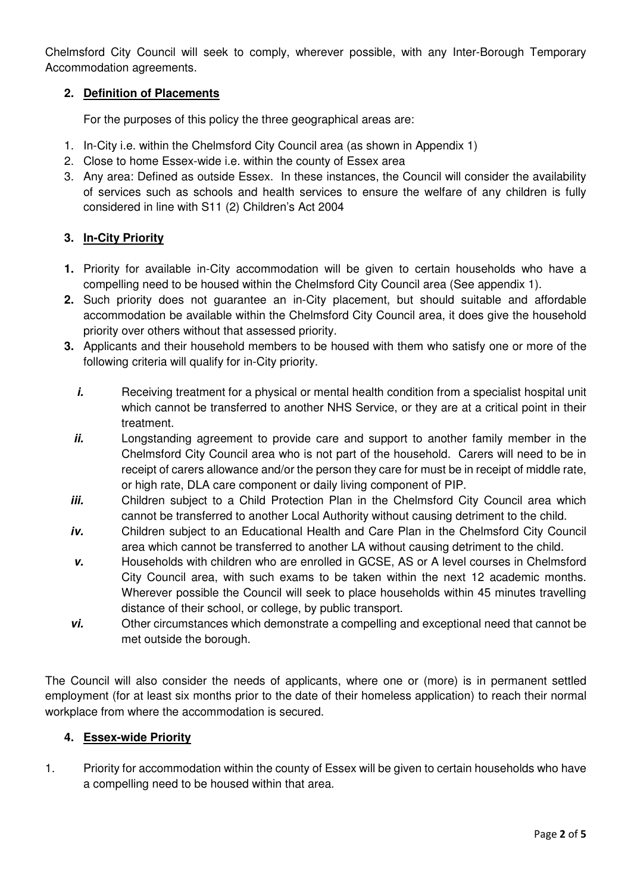Chelmsford City Council will seek to comply, wherever possible, with any Inter-Borough Temporary Accommodation agreements.

## 2. Definition of Placements

For the purposes of this policy the three geographical areas are:

1. In-City i.e. within the Chelmsford City Council area (as shown in Appendix 1)
2. Close to home Essex-wide i.e. within the county of Essex area
3. Any area: Defined as outside Essex. In these instances, the Council will consider the availability of services such as schools and health services to ensure the welfare of any children is fully considered in line with S11 (2) Children's Act 2004

## 3. In-City Priority

**1.** Priority for available in-City accommodation will be given to certain households who have a compelling need to be housed within the Chelmsford City Council area (See appendix 1).

**2.** Such priority does not guarantee an in-City placement, but should suitable and affordable accommodation be available within the Chelmsford City Council area, it does give the household priority over others without that assessed priority.

**3.** Applicants and their household members to be housed with them who satisfy one or more of the following criteria will qualify for in-City priority.

- ***i.*** Receiving treatment for a physical or mental health condition from a specialist hospital unit which cannot be transferred to another NHS Service, or they are at a critical point in their treatment.
- ***ii.*** Longstanding agreement to provide care and support to another family member in the Chelmsford City Council area who is not part of the household. Carers will need to be in receipt of carers allowance and/or the person they care for must be in receipt of middle rate, or high rate, DLA care component or daily living component of PIP.
- ***iii.*** Children subject to a Child Protection Plan in the Chelmsford City Council area which cannot be transferred to another Local Authority without causing detriment to the child.
- ***iv.*** Children subject to an Educational Health and Care Plan in the Chelmsford City Council area which cannot be transferred to another LA without causing detriment to the child.
- ***v.*** Households with children who are enrolled in GCSE, AS or A level courses in Chelmsford City Council area, with such exams to be taken within the next 12 academic months. Wherever possible the Council will seek to place households within 45 minutes travelling distance of their school, or college, by public transport.
- ***vi.*** Other circumstances which demonstrate a compelling and exceptional need that cannot be met outside the borough.

The Council will also consider the needs of applicants, where one or (more) is in permanent settled employment (for at least six months prior to the date of their homeless application) to reach their normal workplace from where the accommodation is secured.

## 4. Essex-wide Priority

1. Priority for accommodation within the county of Essex will be given to certain households who have a compelling need to be housed within that area.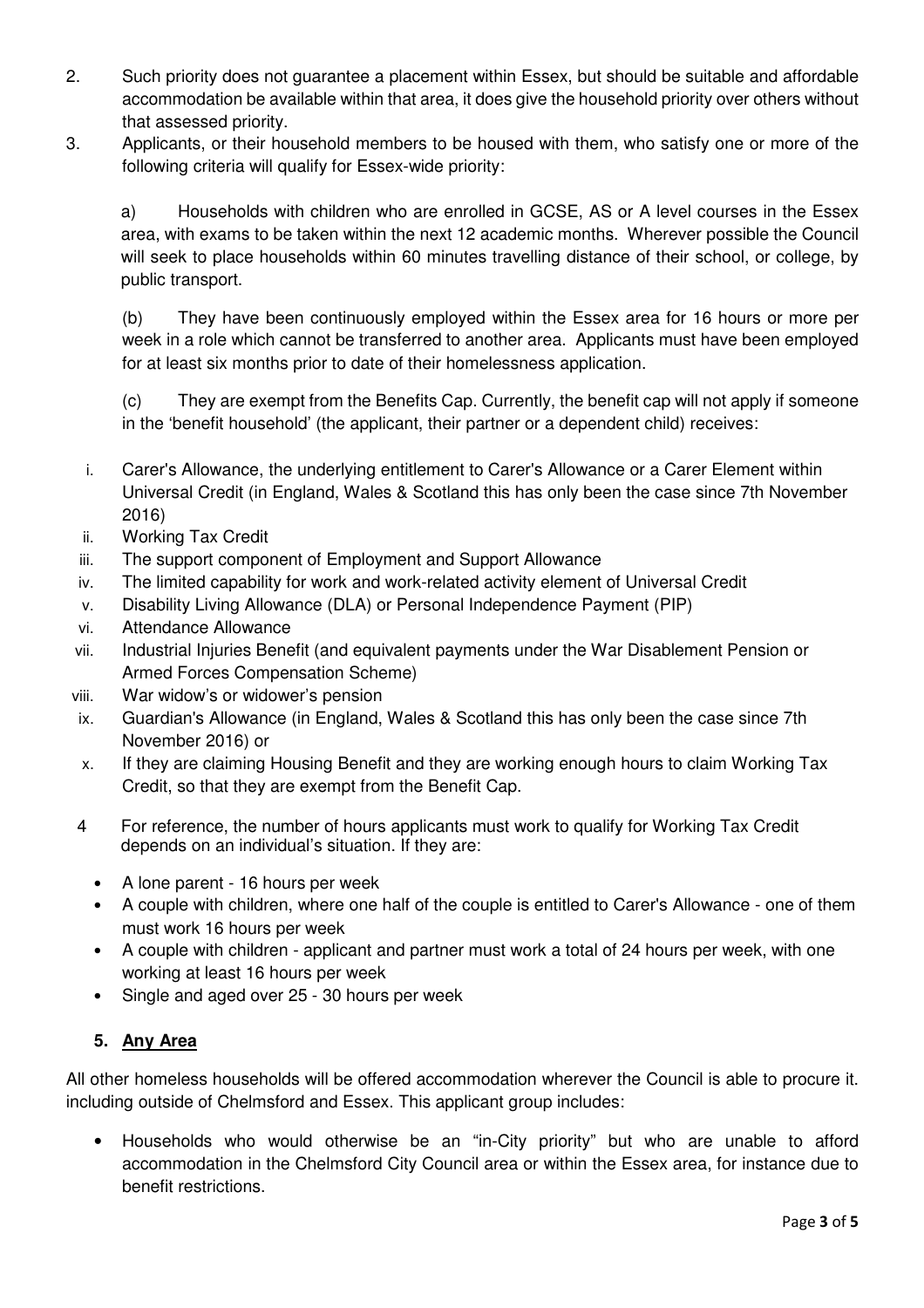2. Such priority does not guarantee a placement within Essex, but should be suitable and affordable accommodation be available within that area, it does give the household priority over others without that assessed priority.
3. Applicants, or their household members to be housed with them, who satisfy one or more of the following criteria will qualify for Essex-wide priority:

   a) Households with children who are enrolled in GCSE, AS or A level courses in the Essex area, with exams to be taken within the next 12 academic months. Wherever possible the Council will seek to place households within 60 minutes travelling distance of their school, or college, by public transport.

   (b) They have been continuously employed within the Essex area for 16 hours or more per week in a role which cannot be transferred to another area. Applicants must have been employed for at least six months prior to date of their homelessness application.

   (c) They are exempt from the Benefits Cap. Currently, the benefit cap will not apply if someone in the 'benefit household' (the applicant, their partner or a dependent child) receives:

   i. Carer's Allowance, the underlying entitlement to Carer's Allowance or a Carer Element within Universal Credit (in England, Wales & Scotland this has only been the case since 7th November 2016)
   ii. Working Tax Credit
   iii. The support component of Employment and Support Allowance
   iv. The limited capability for work and work-related activity element of Universal Credit
   v. Disability Living Allowance (DLA) or Personal Independence Payment (PIP)
   vi. Attendance Allowance
   vii. Industrial Injuries Benefit (and equivalent payments under the War Disablement Pension or Armed Forces Compensation Scheme)
   viii. War widow's or widower's pension
   ix. Guardian's Allowance (in England, Wales & Scotland this has only been the case since 7th November 2016) or
   x. If they are claiming Housing Benefit and they are working enough hours to claim Working Tax Credit, so that they are exempt from the Benefit Cap.

4 For reference, the number of hours applicants must work to qualify for Working Tax Credit depends on an individual's situation. If they are:

   - A lone parent - 16 hours per week
   - A couple with children, where one half of the couple is entitled to Carer's Allowance - one of them must work 16 hours per week
   - A couple with children - applicant and partner must work a total of 24 hours per week, with one working at least 16 hours per week
   - Single and aged over 25 - 30 hours per week

## 5. Any Area

All other homeless households will be offered accommodation wherever the Council is able to procure it. including outside of Chelmsford and Essex. This applicant group includes:

- Households who would otherwise be an "in-City priority" but who are unable to afford accommodation in the Chelmsford City Council area or within the Essex area, for instance due to benefit restrictions.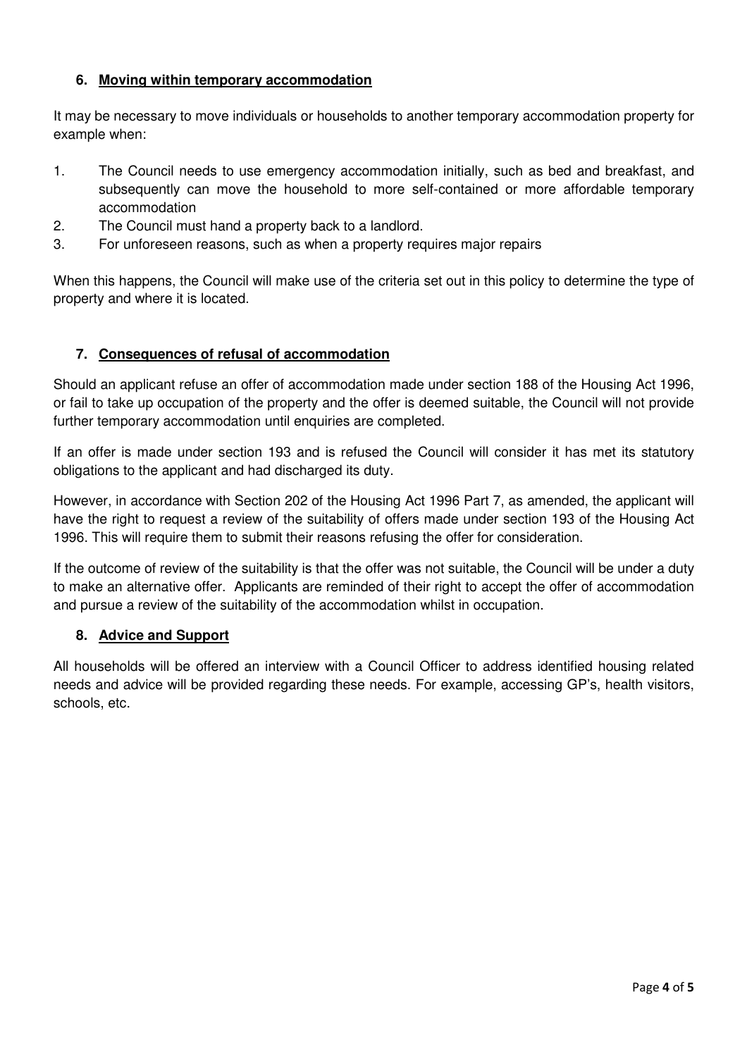## 6. Moving within temporary accommodation

It may be necessary to move individuals or households to another temporary accommodation property for example when:

1. The Council needs to use emergency accommodation initially, such as bed and breakfast, and subsequently can move the household to more self-contained or more affordable temporary accommodation
2. The Council must hand a property back to a landlord.
3. For unforeseen reasons, such as when a property requires major repairs

When this happens, the Council will make use of the criteria set out in this policy to determine the type of property and where it is located.

## 7. Consequences of refusal of accommodation

Should an applicant refuse an offer of accommodation made under section 188 of the Housing Act 1996, or fail to take up occupation of the property and the offer is deemed suitable, the Council will not provide further temporary accommodation until enquiries are completed.

If an offer is made under section 193 and is refused the Council will consider it has met its statutory obligations to the applicant and had discharged its duty.

However, in accordance with Section 202 of the Housing Act 1996 Part 7, as amended, the applicant will have the right to request a review of the suitability of offers made under section 193 of the Housing Act 1996. This will require them to submit their reasons refusing the offer for consideration.

If the outcome of review of the suitability is that the offer was not suitable, the Council will be under a duty to make an alternative offer. Applicants are reminded of their right to accept the offer of accommodation and pursue a review of the suitability of the accommodation whilst in occupation.

## 8. Advice and Support

All households will be offered an interview with a Council Officer to address identified housing related needs and advice will be provided regarding these needs. For example, accessing GP's, health visitors, schools, etc.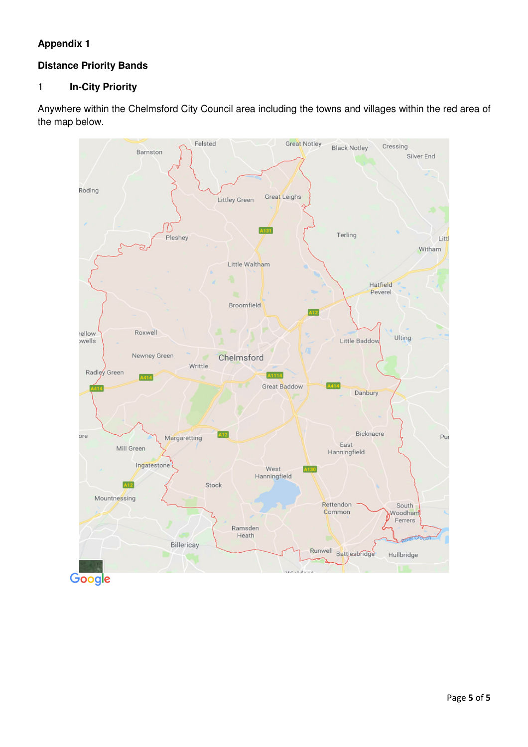**Appendix 1**

**Distance Priority Bands**

1 **In-City Priority**

Anywhere within the Chelmsford City Council area including the towns and villages within the red area of the map below.